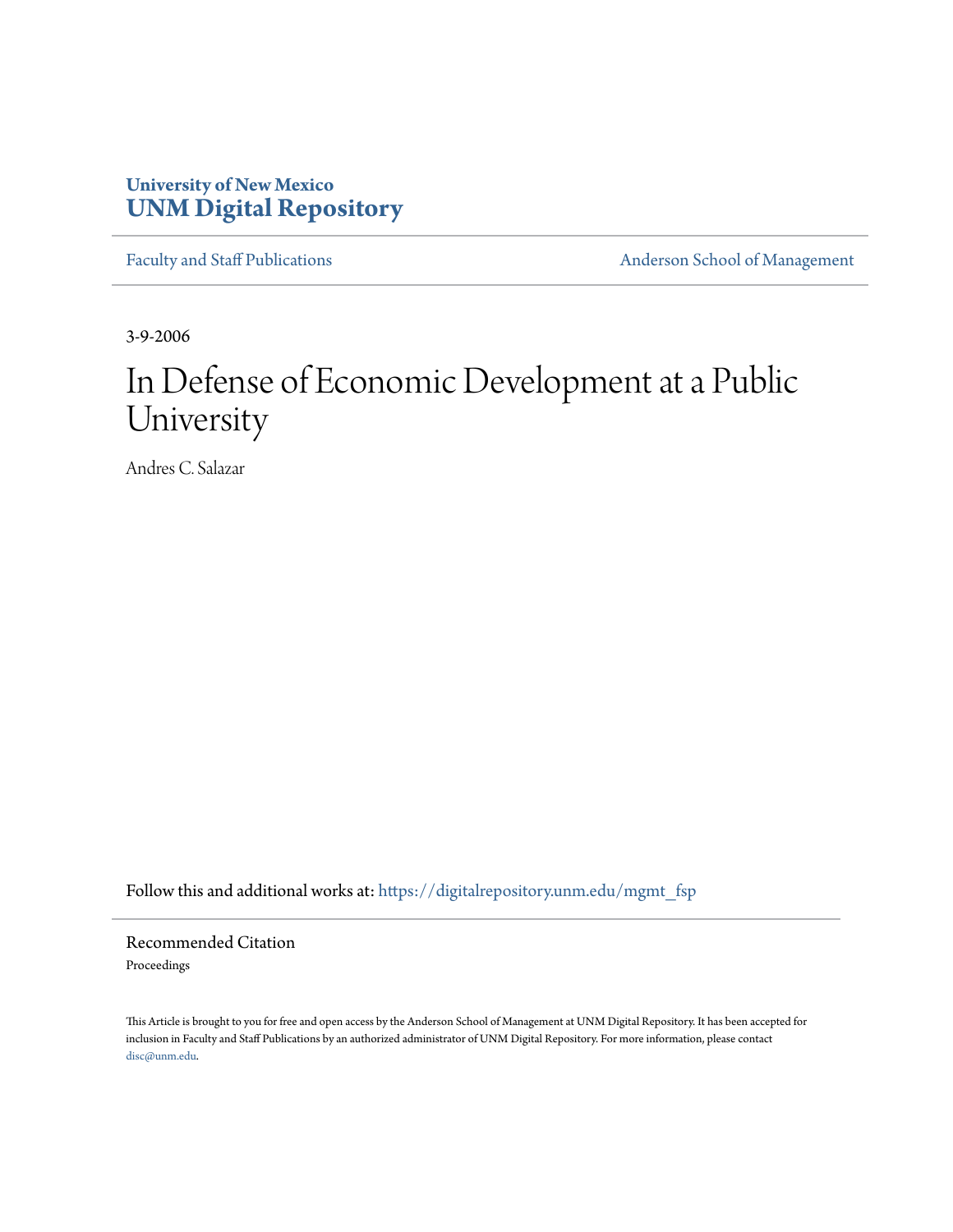University of New Mexico
**UNM Digital Repository**

Faculty and Staff Publications | Anderson School of Management

3-9-2006

# In Defense of Economic Development at a Public University

Andres C. Salazar

Follow this and additional works at: https://digitalrepository.unm.edu/mgmt_fsp

## Recommended Citation

Proceedings

This Article is brought to you for free and open access by the Anderson School of Management at UNM Digital Repository. It has been accepted for inclusion in Faculty and Staff Publications by an authorized administrator of UNM Digital Repository. For more information, please contact disc@unm.edu.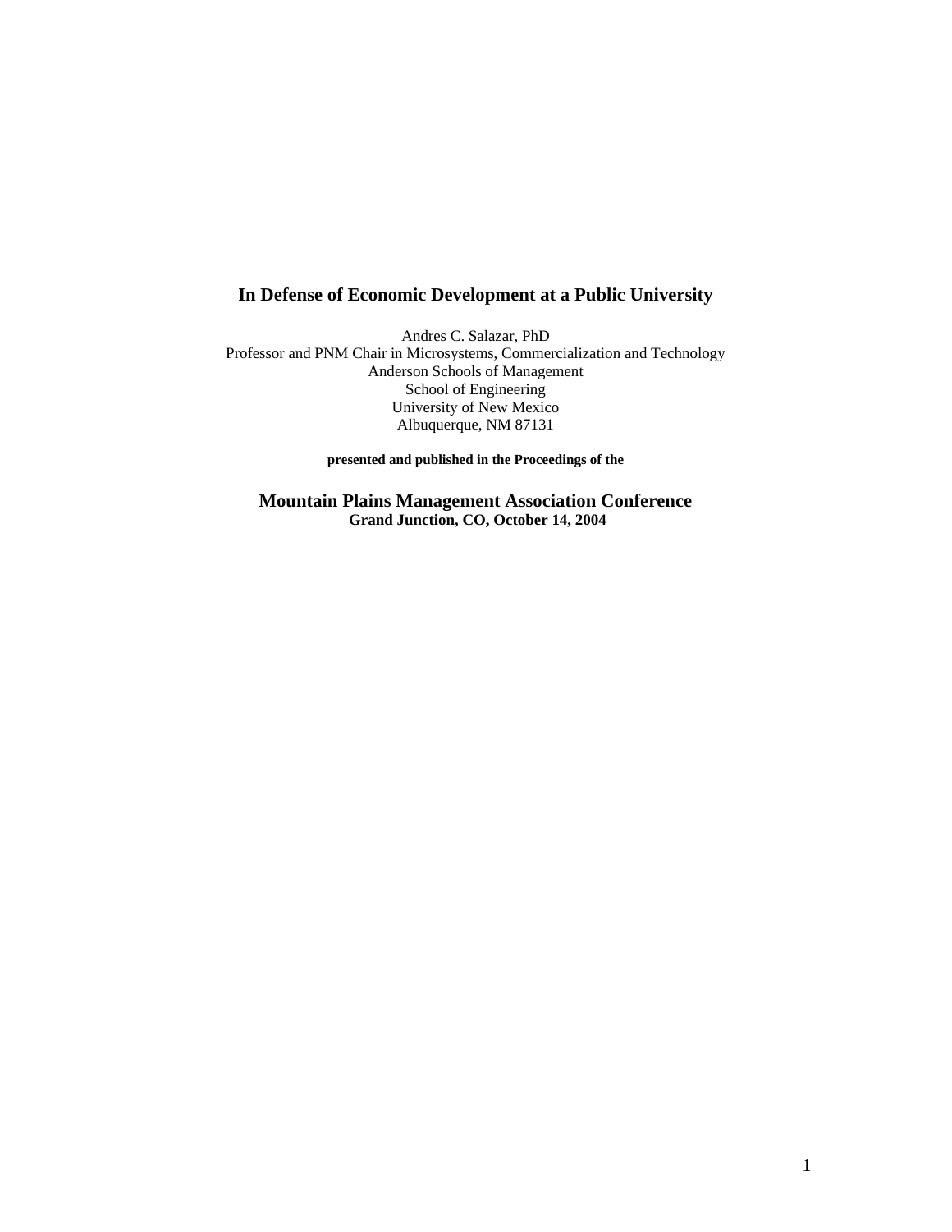# In Defense of Economic Development at a Public University

Andres C. Salazar, PhD
Professor and PNM Chair in Microsystems, Commercialization and Technology
Anderson Schools of Management
School of Engineering
University of New Mexico
Albuquerque, NM 87131

**presented and published in the Proceedings of the**

## Mountain Plains Management Association Conference

**Grand Junction, CO, October 14, 2004**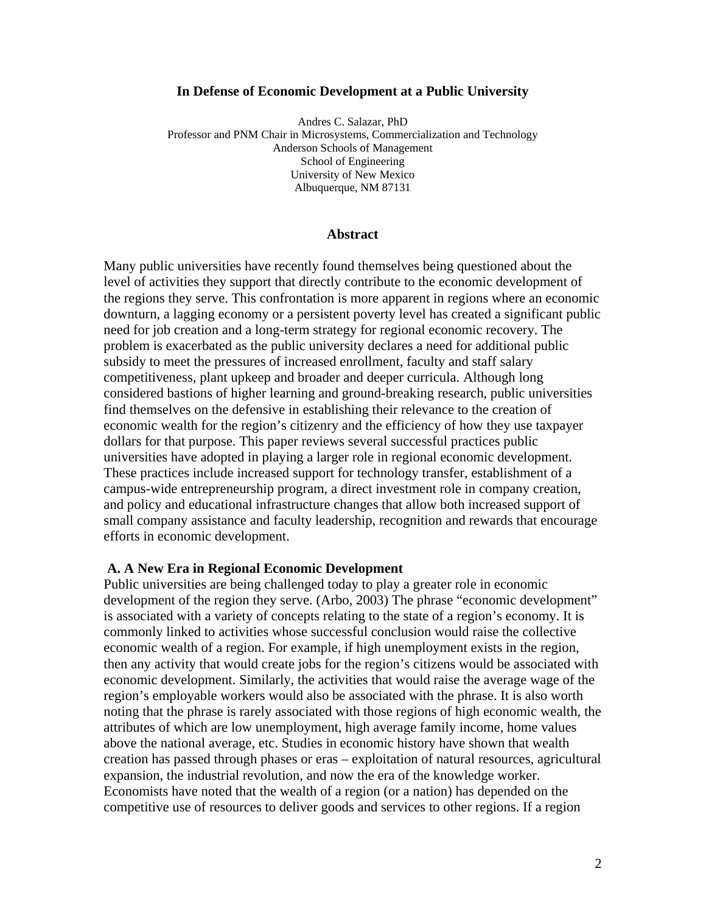# In Defense of Economic Development at a Public University

Andres C. Salazar, PhD
Professor and PNM Chair in Microsystems, Commercialization and Technology
Anderson Schools of Management
School of Engineering
University of New Mexico
Albuquerque, NM 87131

## Abstract

Many public universities have recently found themselves being questioned about the level of activities they support that directly contribute to the economic development of the regions they serve. This confrontation is more apparent in regions where an economic downturn, a lagging economy or a persistent poverty level has created a significant public need for job creation and a long-term strategy for regional economic recovery. The problem is exacerbated as the public university declares a need for additional public subsidy to meet the pressures of increased enrollment, faculty and staff salary competitiveness, plant upkeep and broader and deeper curricula. Although long considered bastions of higher learning and ground-breaking research, public universities find themselves on the defensive in establishing their relevance to the creation of economic wealth for the region's citizenry and the efficiency of how they use taxpayer dollars for that purpose. This paper reviews several successful practices public universities have adopted in playing a larger role in regional economic development. These practices include increased support for technology transfer, establishment of a campus-wide entrepreneurship program, a direct investment role in company creation, and policy and educational infrastructure changes that allow both increased support of small company assistance and faculty leadership, recognition and rewards that encourage efforts in economic development.

## A. A New Era in Regional Economic Development

Public universities are being challenged today to play a greater role in economic development of the region they serve. (Arbo, 2003) The phrase "economic development" is associated with a variety of concepts relating to the state of a region's economy. It is commonly linked to activities whose successful conclusion would raise the collective economic wealth of a region. For example, if high unemployment exists in the region, then any activity that would create jobs for the region's citizens would be associated with economic development. Similarly, the activities that would raise the average wage of the region's employable workers would also be associated with the phrase. It is also worth noting that the phrase is rarely associated with those regions of high economic wealth, the attributes of which are low unemployment, high average family income, home values above the national average, etc. Studies in economic history have shown that wealth creation has passed through phases or eras – exploitation of natural resources, agricultural expansion, the industrial revolution, and now the era of the knowledge worker. Economists have noted that the wealth of a region (or a nation) has depended on the competitive use of resources to deliver goods and services to other regions. If a region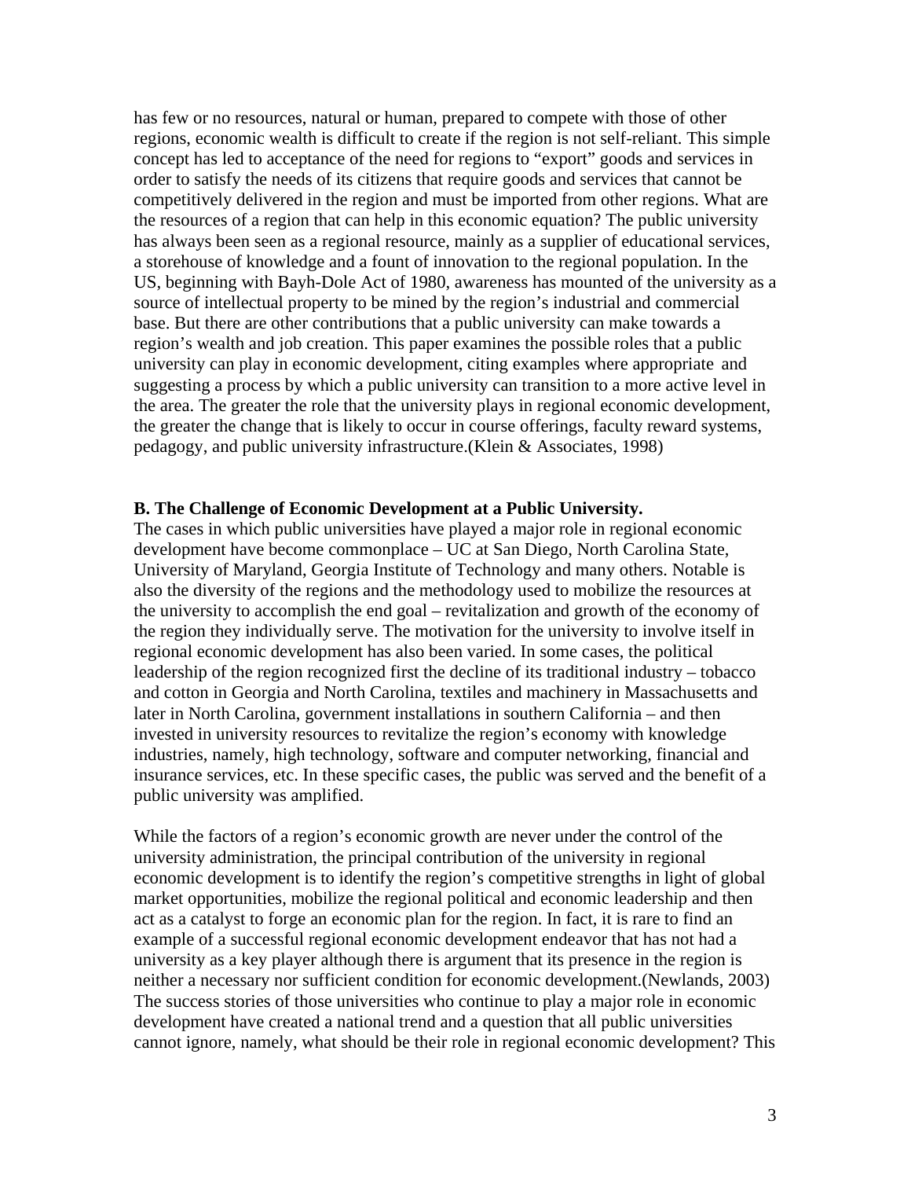has few or no resources, natural or human, prepared to compete with those of other regions, economic wealth is difficult to create if the region is not self-reliant. This simple concept has led to acceptance of the need for regions to "export" goods and services in order to satisfy the needs of its citizens that require goods and services that cannot be competitively delivered in the region and must be imported from other regions. What are the resources of a region that can help in this economic equation? The public university has always been seen as a regional resource, mainly as a supplier of educational services, a storehouse of knowledge and a fount of innovation to the regional population. In the US, beginning with Bayh-Dole Act of 1980, awareness has mounted of the university as a source of intellectual property to be mined by the region's industrial and commercial base. But there are other contributions that a public university can make towards a region's wealth and job creation. This paper examines the possible roles that a public university can play in economic development, citing examples where appropriate and suggesting a process by which a public university can transition to a more active level in the area. The greater the role that the university plays in regional economic development, the greater the change that is likely to occur in course offerings, faculty reward systems, pedagogy, and public university infrastructure.(Klein & Associates, 1998)

**B. The Challenge of Economic Development at a Public University.**

The cases in which public universities have played a major role in regional economic development have become commonplace – UC at San Diego, North Carolina State, University of Maryland, Georgia Institute of Technology and many others. Notable is also the diversity of the regions and the methodology used to mobilize the resources at the university to accomplish the end goal – revitalization and growth of the economy of the region they individually serve. The motivation for the university to involve itself in regional economic development has also been varied. In some cases, the political leadership of the region recognized first the decline of its traditional industry – tobacco and cotton in Georgia and North Carolina, textiles and machinery in Massachusetts and later in North Carolina, government installations in southern California – and then invested in university resources to revitalize the region's economy with knowledge industries, namely, high technology, software and computer networking, financial and insurance services, etc. In these specific cases, the public was served and the benefit of a public university was amplified.

While the factors of a region's economic growth are never under the control of the university administration, the principal contribution of the university in regional economic development is to identify the region's competitive strengths in light of global market opportunities, mobilize the regional political and economic leadership and then act as a catalyst to forge an economic plan for the region. In fact, it is rare to find an example of a successful regional economic development endeavor that has not had a university as a key player although there is argument that its presence in the region is neither a necessary nor sufficient condition for economic development.(Newlands, 2003) The success stories of those universities who continue to play a major role in economic development have created a national trend and a question that all public universities cannot ignore, namely, what should be their role in regional economic development? This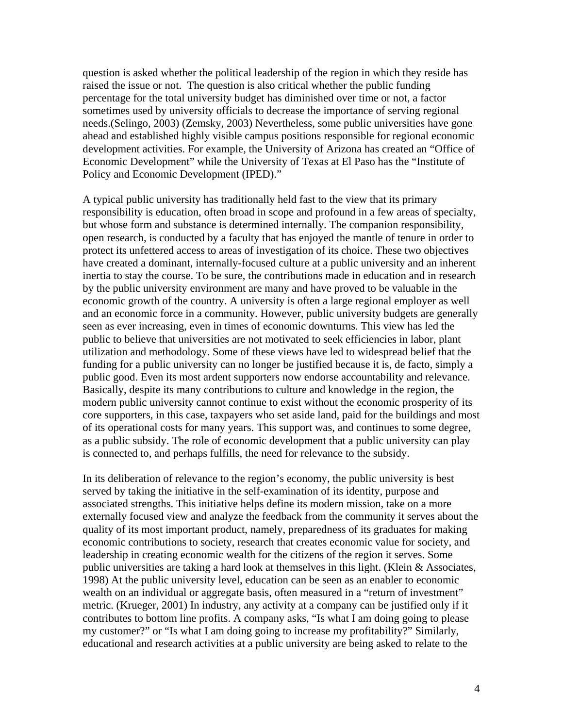question is asked whether the political leadership of the region in which they reside has raised the issue or not. The question is also critical whether the public funding percentage for the total university budget has diminished over time or not, a factor sometimes used by university officials to decrease the importance of serving regional needs.(Selingo, 2003) (Zemsky, 2003) Nevertheless, some public universities have gone ahead and established highly visible campus positions responsible for regional economic development activities. For example, the University of Arizona has created an "Office of Economic Development" while the University of Texas at El Paso has the "Institute of Policy and Economic Development (IPED)."

A typical public university has traditionally held fast to the view that its primary responsibility is education, often broad in scope and profound in a few areas of specialty, but whose form and substance is determined internally. The companion responsibility, open research, is conducted by a faculty that has enjoyed the mantle of tenure in order to protect its unfettered access to areas of investigation of its choice. These two objectives have created a dominant, internally-focused culture at a public university and an inherent inertia to stay the course. To be sure, the contributions made in education and in research by the public university environment are many and have proved to be valuable in the economic growth of the country. A university is often a large regional employer as well and an economic force in a community. However, public university budgets are generally seen as ever increasing, even in times of economic downturns. This view has led the public to believe that universities are not motivated to seek efficiencies in labor, plant utilization and methodology. Some of these views have led to widespread belief that the funding for a public university can no longer be justified because it is, de facto, simply a public good. Even its most ardent supporters now endorse accountability and relevance. Basically, despite its many contributions to culture and knowledge in the region, the modern public university cannot continue to exist without the economic prosperity of its core supporters, in this case, taxpayers who set aside land, paid for the buildings and most of its operational costs for many years. This support was, and continues to some degree, as a public subsidy. The role of economic development that a public university can play is connected to, and perhaps fulfills, the need for relevance to the subsidy.

In its deliberation of relevance to the region's economy, the public university is best served by taking the initiative in the self-examination of its identity, purpose and associated strengths. This initiative helps define its modern mission, take on a more externally focused view and analyze the feedback from the community it serves about the quality of its most important product, namely, preparedness of its graduates for making economic contributions to society, research that creates economic value for society, and leadership in creating economic wealth for the citizens of the region it serves. Some public universities are taking a hard look at themselves in this light. (Klein & Associates, 1998) At the public university level, education can be seen as an enabler to economic wealth on an individual or aggregate basis, often measured in a "return of investment" metric. (Krueger, 2001) In industry, any activity at a company can be justified only if it contributes to bottom line profits. A company asks, "Is what I am doing going to please my customer?" or "Is what I am doing going to increase my profitability?" Similarly, educational and research activities at a public university are being asked to relate to the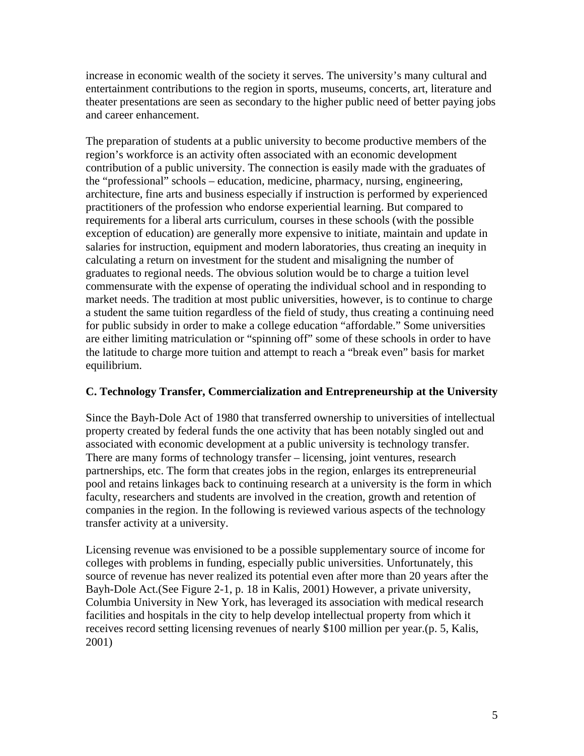increase in economic wealth of the society it serves. The university's many cultural and entertainment contributions to the region in sports, museums, concerts, art, literature and theater presentations are seen as secondary to the higher public need of better paying jobs and career enhancement.

The preparation of students at a public university to become productive members of the region's workforce is an activity often associated with an economic development contribution of a public university. The connection is easily made with the graduates of the "professional" schools – education, medicine, pharmacy, nursing, engineering, architecture, fine arts and business especially if instruction is performed by experienced practitioners of the profession who endorse experiential learning. But compared to requirements for a liberal arts curriculum, courses in these schools (with the possible exception of education) are generally more expensive to initiate, maintain and update in salaries for instruction, equipment and modern laboratories, thus creating an inequity in calculating a return on investment for the student and misaligning the number of graduates to regional needs. The obvious solution would be to charge a tuition level commensurate with the expense of operating the individual school and in responding to market needs. The tradition at most public universities, however, is to continue to charge a student the same tuition regardless of the field of study, thus creating a continuing need for public subsidy in order to make a college education "affordable." Some universities are either limiting matriculation or "spinning off" some of these schools in order to have the latitude to charge more tuition and attempt to reach a "break even" basis for market equilibrium.

### C. Technology Transfer, Commercialization and Entrepreneurship at the University

Since the Bayh-Dole Act of 1980 that transferred ownership to universities of intellectual property created by federal funds the one activity that has been notably singled out and associated with economic development at a public university is technology transfer. There are many forms of technology transfer – licensing, joint ventures, research partnerships, etc. The form that creates jobs in the region, enlarges its entrepreneurial pool and retains linkages back to continuing research at a university is the form in which faculty, researchers and students are involved in the creation, growth and retention of companies in the region. In the following is reviewed various aspects of the technology transfer activity at a university.

Licensing revenue was envisioned to be a possible supplementary source of income for colleges with problems in funding, especially public universities. Unfortunately, this source of revenue has never realized its potential even after more than 20 years after the Bayh-Dole Act.(See Figure 2-1, p. 18 in Kalis, 2001) However, a private university, Columbia University in New York, has leveraged its association with medical research facilities and hospitals in the city to help develop intellectual property from which it receives record setting licensing revenues of nearly $100 million per year.(p. 5, Kalis, 2001)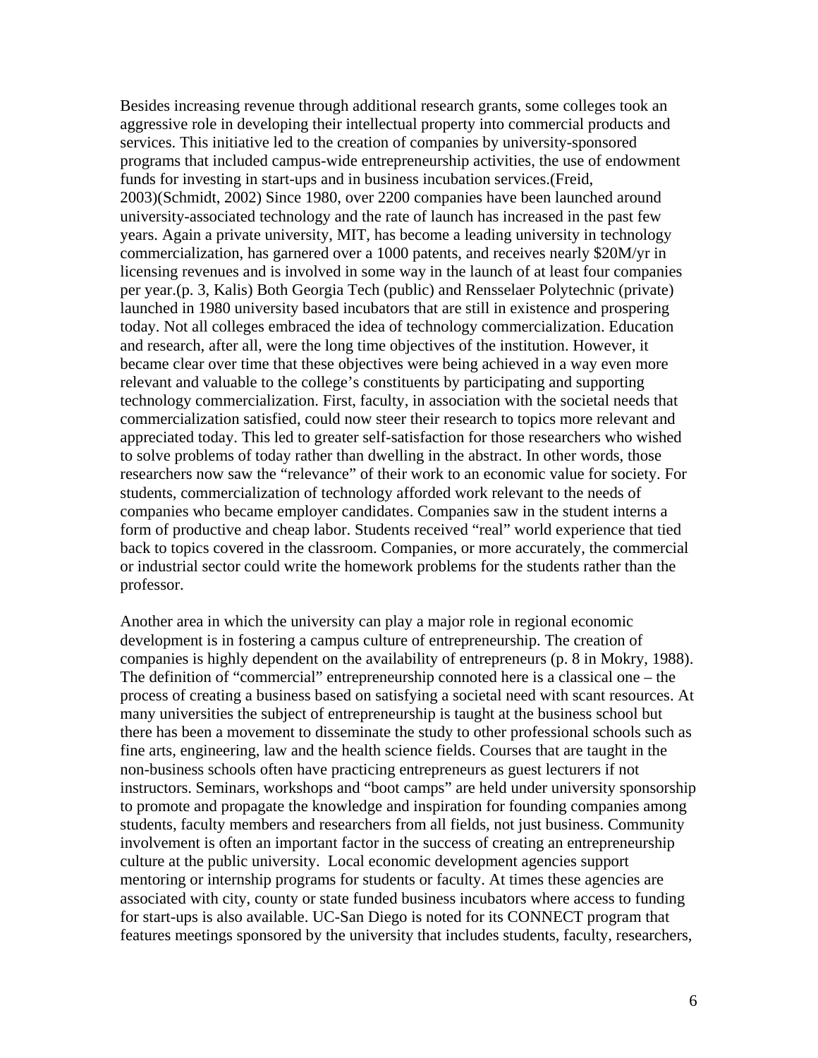Besides increasing revenue through additional research grants, some colleges took an aggressive role in developing their intellectual property into commercial products and services. This initiative led to the creation of companies by university-sponsored programs that included campus-wide entrepreneurship activities, the use of endowment funds for investing in start-ups and in business incubation services.(Freid, 2003)(Schmidt, 2002) Since 1980, over 2200 companies have been launched around university-associated technology and the rate of launch has increased in the past few years. Again a private university, MIT, has become a leading university in technology commercialization, has garnered over a 1000 patents, and receives nearly $20M/yr in licensing revenues and is involved in some way in the launch of at least four companies per year.(p. 3, Kalis) Both Georgia Tech (public) and Rensselaer Polytechnic (private) launched in 1980 university based incubators that are still in existence and prospering today. Not all colleges embraced the idea of technology commercialization. Education and research, after all, were the long time objectives of the institution. However, it became clear over time that these objectives were being achieved in a way even more relevant and valuable to the college's constituents by participating and supporting technology commercialization. First, faculty, in association with the societal needs that commercialization satisfied, could now steer their research to topics more relevant and appreciated today. This led to greater self-satisfaction for those researchers who wished to solve problems of today rather than dwelling in the abstract. In other words, those researchers now saw the "relevance" of their work to an economic value for society. For students, commercialization of technology afforded work relevant to the needs of companies who became employer candidates. Companies saw in the student interns a form of productive and cheap labor. Students received "real" world experience that tied back to topics covered in the classroom. Companies, or more accurately, the commercial or industrial sector could write the homework problems for the students rather than the professor.

Another area in which the university can play a major role in regional economic development is in fostering a campus culture of entrepreneurship. The creation of companies is highly dependent on the availability of entrepreneurs (p. 8 in Mokry, 1988). The definition of "commercial" entrepreneurship connoted here is a classical one – the process of creating a business based on satisfying a societal need with scant resources. At many universities the subject of entrepreneurship is taught at the business school but there has been a movement to disseminate the study to other professional schools such as fine arts, engineering, law and the health science fields. Courses that are taught in the non-business schools often have practicing entrepreneurs as guest lecturers if not instructors. Seminars, workshops and "boot camps" are held under university sponsorship to promote and propagate the knowledge and inspiration for founding companies among students, faculty members and researchers from all fields, not just business. Community involvement is often an important factor in the success of creating an entrepreneurship culture at the public university. Local economic development agencies support mentoring or internship programs for students or faculty. At times these agencies are associated with city, county or state funded business incubators where access to funding for start-ups is also available. UC-San Diego is noted for its CONNECT program that features meetings sponsored by the university that includes students, faculty, researchers,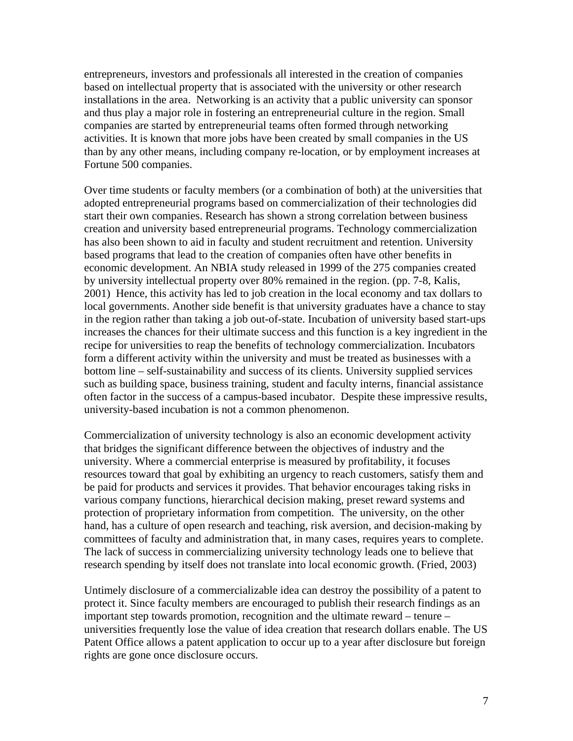entrepreneurs, investors and professionals all interested in the creation of companies based on intellectual property that is associated with the university or other research installations in the area. Networking is an activity that a public university can sponsor and thus play a major role in fostering an entrepreneurial culture in the region. Small companies are started by entrepreneurial teams often formed through networking activities. It is known that more jobs have been created by small companies in the US than by any other means, including company re-location, or by employment increases at Fortune 500 companies.

Over time students or faculty members (or a combination of both) at the universities that adopted entrepreneurial programs based on commercialization of their technologies did start their own companies. Research has shown a strong correlation between business creation and university based entrepreneurial programs. Technology commercialization has also been shown to aid in faculty and student recruitment and retention. University based programs that lead to the creation of companies often have other benefits in economic development. An NBIA study released in 1999 of the 275 companies created by university intellectual property over 80% remained in the region. (pp. 7-8, Kalis, 2001) Hence, this activity has led to job creation in the local economy and tax dollars to local governments. Another side benefit is that university graduates have a chance to stay in the region rather than taking a job out-of-state. Incubation of university based start-ups increases the chances for their ultimate success and this function is a key ingredient in the recipe for universities to reap the benefits of technology commercialization. Incubators form a different activity within the university and must be treated as businesses with a bottom line – self-sustainability and success of its clients. University supplied services such as building space, business training, student and faculty interns, financial assistance often factor in the success of a campus-based incubator. Despite these impressive results, university-based incubation is not a common phenomenon.

Commercialization of university technology is also an economic development activity that bridges the significant difference between the objectives of industry and the university. Where a commercial enterprise is measured by profitability, it focuses resources toward that goal by exhibiting an urgency to reach customers, satisfy them and be paid for products and services it provides. That behavior encourages taking risks in various company functions, hierarchical decision making, preset reward systems and protection of proprietary information from competition. The university, on the other hand, has a culture of open research and teaching, risk aversion, and decision-making by committees of faculty and administration that, in many cases, requires years to complete. The lack of success in commercializing university technology leads one to believe that research spending by itself does not translate into local economic growth. (Fried, 2003)

Untimely disclosure of a commercializable idea can destroy the possibility of a patent to protect it. Since faculty members are encouraged to publish their research findings as an important step towards promotion, recognition and the ultimate reward – tenure – universities frequently lose the value of idea creation that research dollars enable. The US Patent Office allows a patent application to occur up to a year after disclosure but foreign rights are gone once disclosure occurs.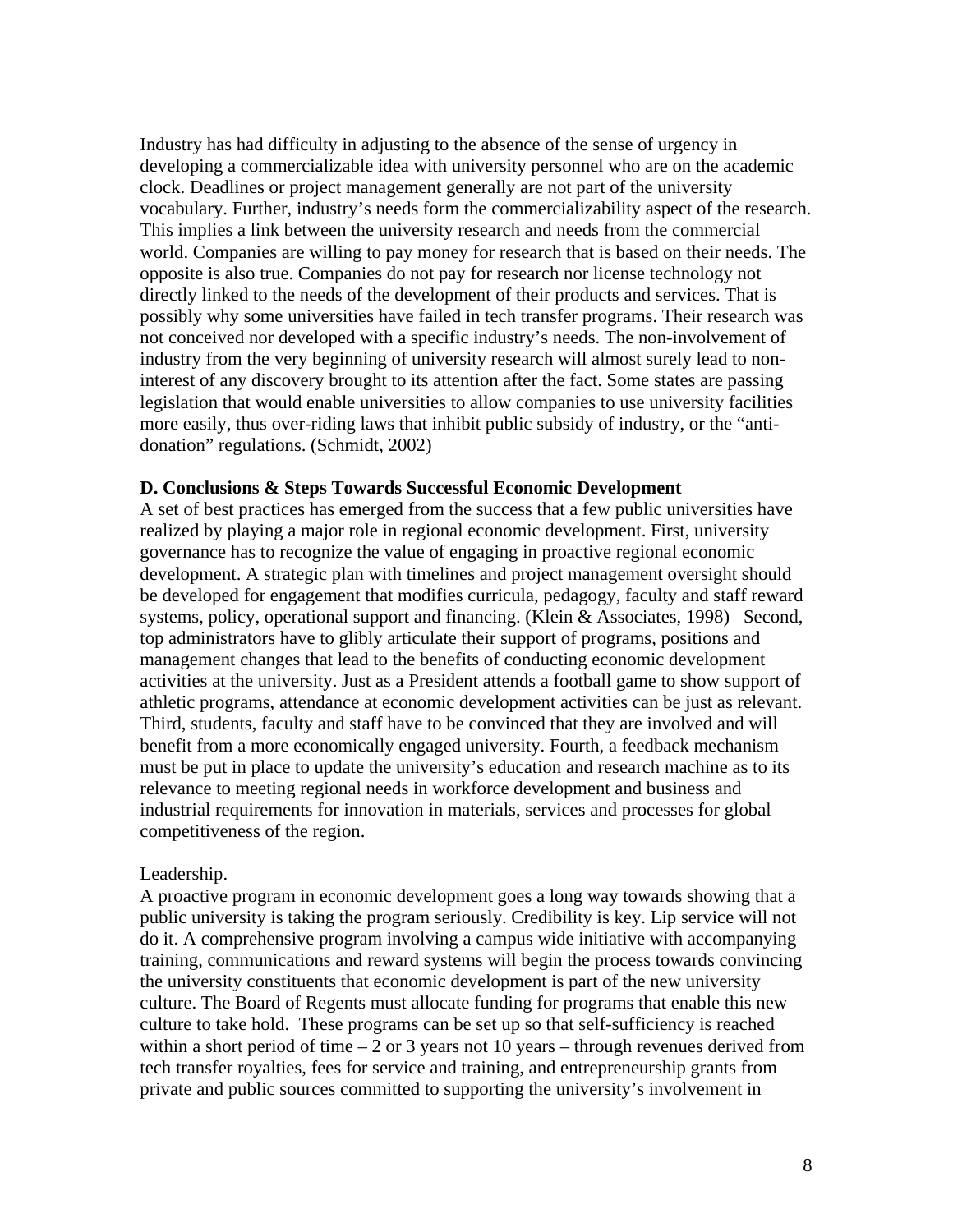Industry has had difficulty in adjusting to the absence of the sense of urgency in developing a commercializable idea with university personnel who are on the academic clock. Deadlines or project management generally are not part of the university vocabulary. Further, industry's needs form the commercializability aspect of the research. This implies a link between the university research and needs from the commercial world. Companies are willing to pay money for research that is based on their needs. The opposite is also true. Companies do not pay for research nor license technology not directly linked to the needs of the development of their products and services. That is possibly why some universities have failed in tech transfer programs. Their research was not conceived nor developed with a specific industry's needs. The non-involvement of industry from the very beginning of university research will almost surely lead to non-interest of any discovery brought to its attention after the fact. Some states are passing legislation that would enable universities to allow companies to use university facilities more easily, thus over-riding laws that inhibit public subsidy of industry, or the "anti-donation" regulations. (Schmidt, 2002)

**D. Conclusions & Steps Towards Successful Economic Development**

A set of best practices has emerged from the success that a few public universities have realized by playing a major role in regional economic development. First, university governance has to recognize the value of engaging in proactive regional economic development. A strategic plan with timelines and project management oversight should be developed for engagement that modifies curricula, pedagogy, faculty and staff reward systems, policy, operational support and financing. (Klein & Associates, 1998) Second, top administrators have to glibly articulate their support of programs, positions and management changes that lead to the benefits of conducting economic development activities at the university. Just as a President attends a football game to show support of athletic programs, attendance at economic development activities can be just as relevant. Third, students, faculty and staff have to be convinced that they are involved and will benefit from a more economically engaged university. Fourth, a feedback mechanism must be put in place to update the university's education and research machine as to its relevance to meeting regional needs in workforce development and business and industrial requirements for innovation in materials, services and processes for global competitiveness of the region.

Leadership.

A proactive program in economic development goes a long way towards showing that a public university is taking the program seriously. Credibility is key. Lip service will not do it. A comprehensive program involving a campus wide initiative with accompanying training, communications and reward systems will begin the process towards convincing the university constituents that economic development is part of the new university culture. The Board of Regents must allocate funding for programs that enable this new culture to take hold. These programs can be set up so that self-sufficiency is reached within a short period of time – 2 or 3 years not 10 years – through revenues derived from tech transfer royalties, fees for service and training, and entrepreneurship grants from private and public sources committed to supporting the university's involvement in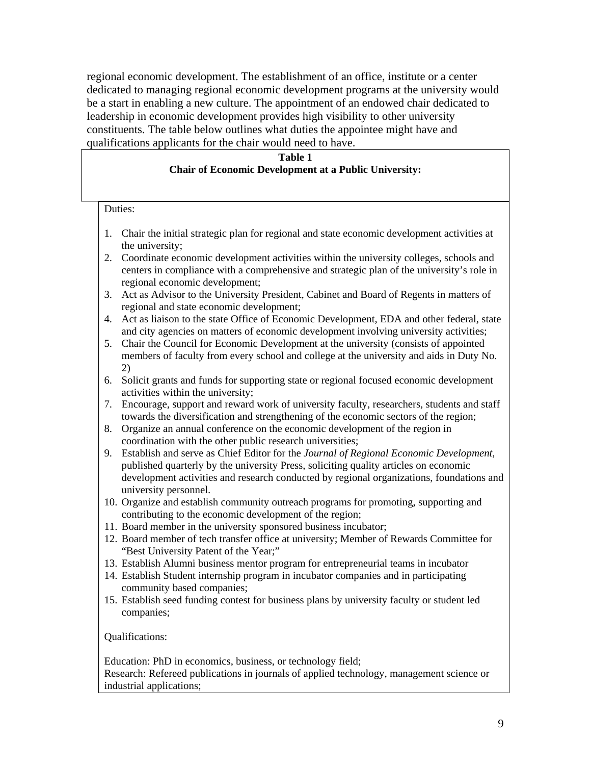regional economic development. The establishment of an office, institute or a center dedicated to managing regional economic development programs at the university would be a start in enabling a new culture. The appointment of an endowed chair dedicated to leadership in economic development provides high visibility to other university constituents. The table below outlines what duties the appointee might have and qualifications applicants for the chair would need to have.

**Table 1**
**Chair of Economic Development at a Public University:**

Duties:

1. Chair the initial strategic plan for regional and state economic development activities at the university;
2. Coordinate economic development activities within the university colleges, schools and centers in compliance with a comprehensive and strategic plan of the university's role in regional economic development;
3. Act as Advisor to the University President, Cabinet and Board of Regents in matters of regional and state economic development;
4. Act as liaison to the state Office of Economic Development, EDA and other federal, state and city agencies on matters of economic development involving university activities;
5. Chair the Council for Economic Development at the university (consists of appointed members of faculty from every school and college at the university and aids in Duty No. 2)
6. Solicit grants and funds for supporting state or regional focused economic development activities within the university;
7. Encourage, support and reward work of university faculty, researchers, students and staff towards the diversification and strengthening of the economic sectors of the region;
8. Organize an annual conference on the economic development of the region in coordination with the other public research universities;
9. Establish and serve as Chief Editor for the *Journal of Regional Economic Development*, published quarterly by the university Press, soliciting quality articles on economic development activities and research conducted by regional organizations, foundations and university personnel.
10. Organize and establish community outreach programs for promoting, supporting and contributing to the economic development of the region;
11. Board member in the university sponsored business incubator;
12. Board member of tech transfer office at university; Member of Rewards Committee for "Best University Patent of the Year;"
13. Establish Alumni business mentor program for entrepreneurial teams in incubator
14. Establish Student internship program in incubator companies and in participating community based companies;
15. Establish seed funding contest for business plans by university faculty or student led companies;

Qualifications:

Education: PhD in economics, business, or technology field;
Research: Refereed publications in journals of applied technology, management science or industrial applications;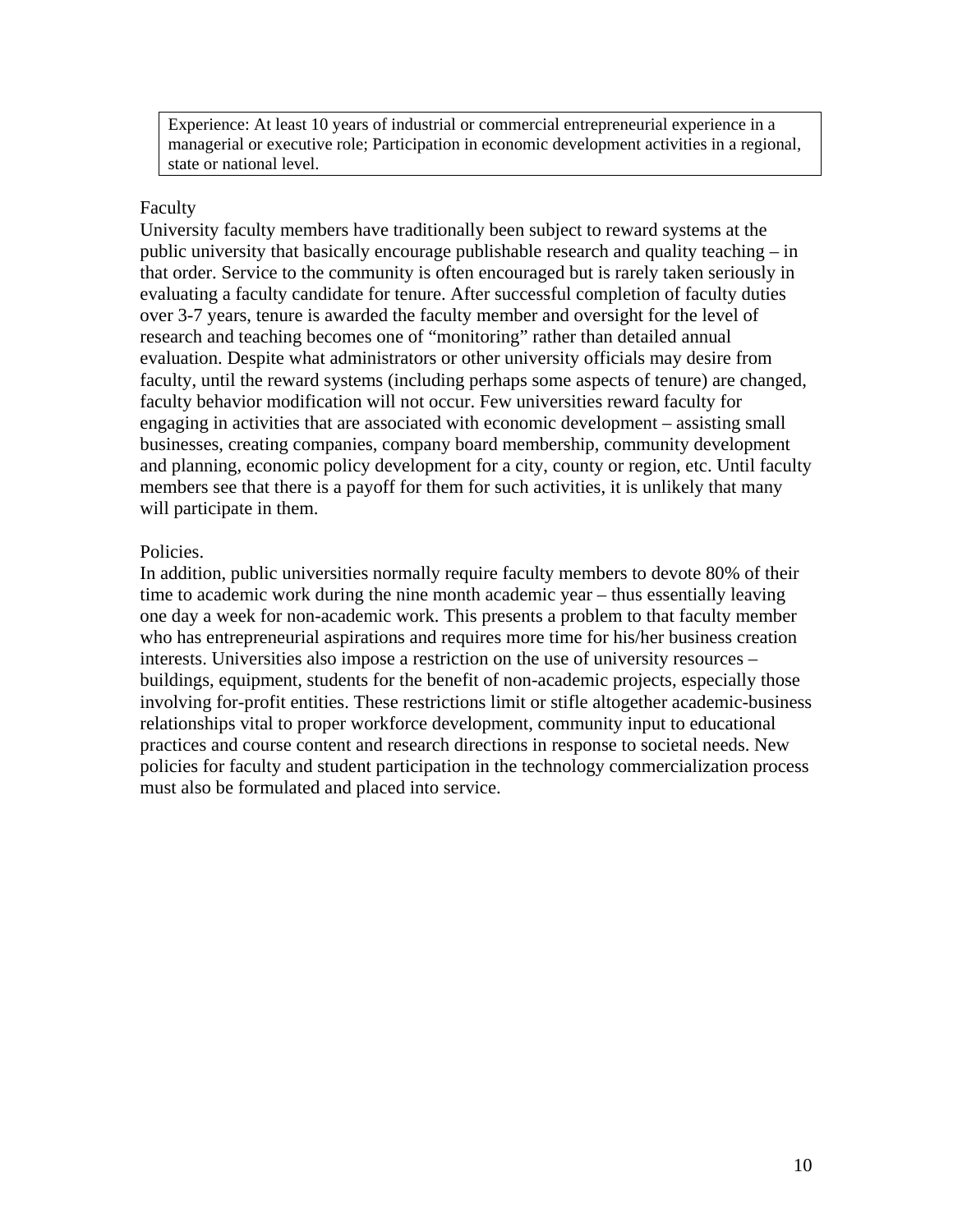| Experience: At least 10 years of industrial or commercial entrepreneurial experience in a managerial or executive role; Participation in economic development activities in a regional, state or national level. |
|---|

Faculty

University faculty members have traditionally been subject to reward systems at the public university that basically encourage publishable research and quality teaching – in that order. Service to the community is often encouraged but is rarely taken seriously in evaluating a faculty candidate for tenure. After successful completion of faculty duties over 3-7 years, tenure is awarded the faculty member and oversight for the level of research and teaching becomes one of "monitoring" rather than detailed annual evaluation. Despite what administrators or other university officials may desire from faculty, until the reward systems (including perhaps some aspects of tenure) are changed, faculty behavior modification will not occur. Few universities reward faculty for engaging in activities that are associated with economic development – assisting small businesses, creating companies, company board membership, community development and planning, economic policy development for a city, county or region, etc. Until faculty members see that there is a payoff for them for such activities, it is unlikely that many will participate in them.

Policies.

In addition, public universities normally require faculty members to devote 80% of their time to academic work during the nine month academic year – thus essentially leaving one day a week for non-academic work. This presents a problem to that faculty member who has entrepreneurial aspirations and requires more time for his/her business creation interests. Universities also impose a restriction on the use of university resources – buildings, equipment, students for the benefit of non-academic projects, especially those involving for-profit entities. These restrictions limit or stifle altogether academic-business relationships vital to proper workforce development, community input to educational practices and course content and research directions in response to societal needs. New policies for faculty and student participation in the technology commercialization process must also be formulated and placed into service.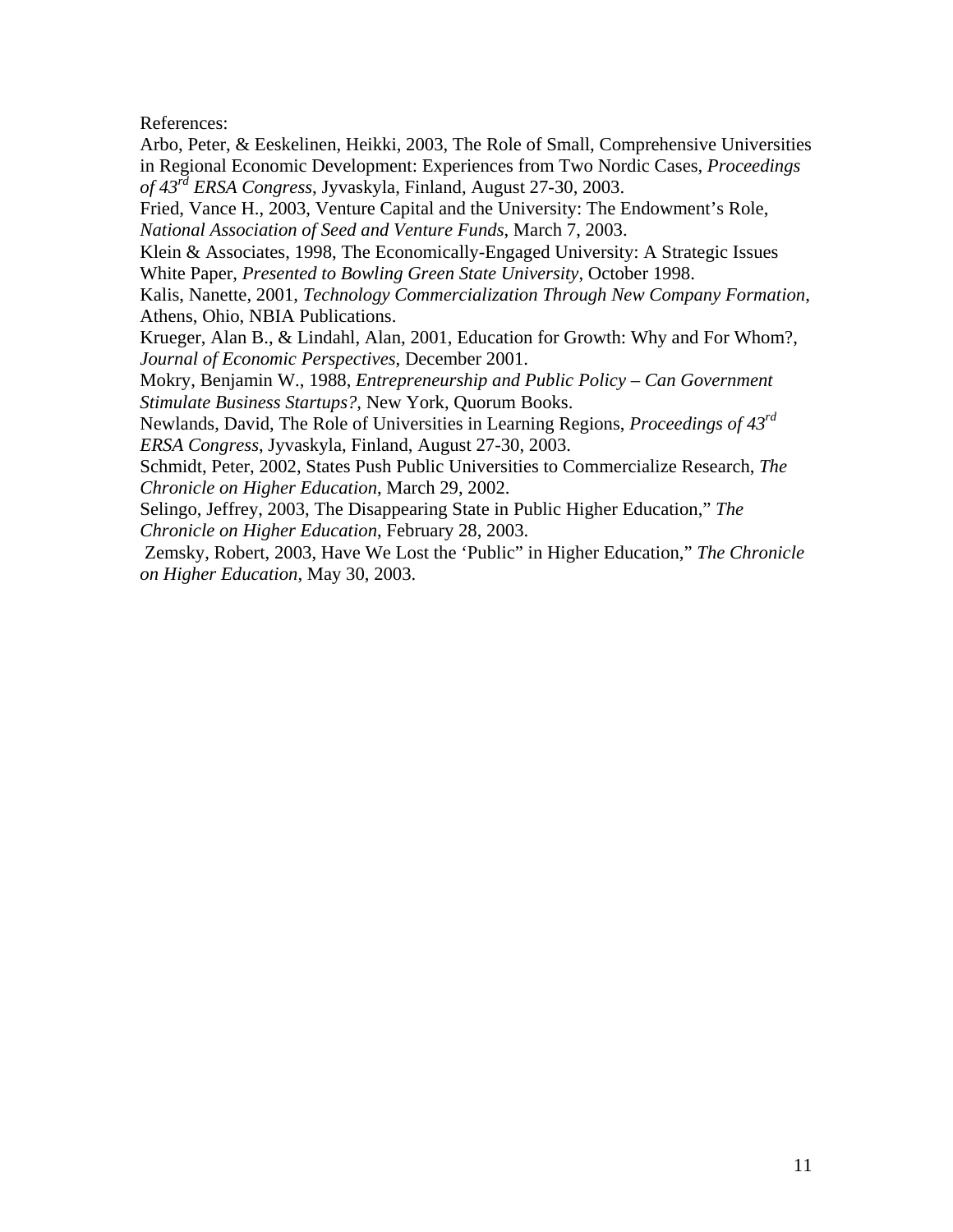References:

Arbo, Peter, & Eeskelinen, Heikki, 2003, The Role of Small, Comprehensive Universities in Regional Economic Development: Experiences from Two Nordic Cases, *Proceedings of 43rd ERSA Congress*, Jyvaskyla, Finland, August 27-30, 2003.

Fried, Vance H., 2003, Venture Capital and the University: The Endowment's Role, *National Association of Seed and Venture Funds*, March 7, 2003.

Klein & Associates, 1998, The Economically-Engaged University: A Strategic Issues White Paper, *Presented to Bowling Green State University*, October 1998.

Kalis, Nanette, 2001, *Technology Commercialization Through New Company Formation*, Athens, Ohio, NBIA Publications.

Krueger, Alan B., & Lindahl, Alan, 2001, Education for Growth: Why and For Whom?, *Journal of Economic Perspectives*, December 2001.

Mokry, Benjamin W., 1988, *Entrepreneurship and Public Policy – Can Government Stimulate Business Startups?*, New York, Quorum Books.

Newlands, David, The Role of Universities in Learning Regions, *Proceedings of 43rd ERSA Congress*, Jyvaskyla, Finland, August 27-30, 2003.

Schmidt, Peter, 2002, States Push Public Universities to Commercialize Research, *The Chronicle on Higher Education*, March 29, 2002.

Selingo, Jeffrey, 2003, The Disappearing State in Public Higher Education," *The Chronicle on Higher Education*, February 28, 2003.

Zemsky, Robert, 2003, Have We Lost the 'Public" in Higher Education," *The Chronicle on Higher Education*, May 30, 2003.